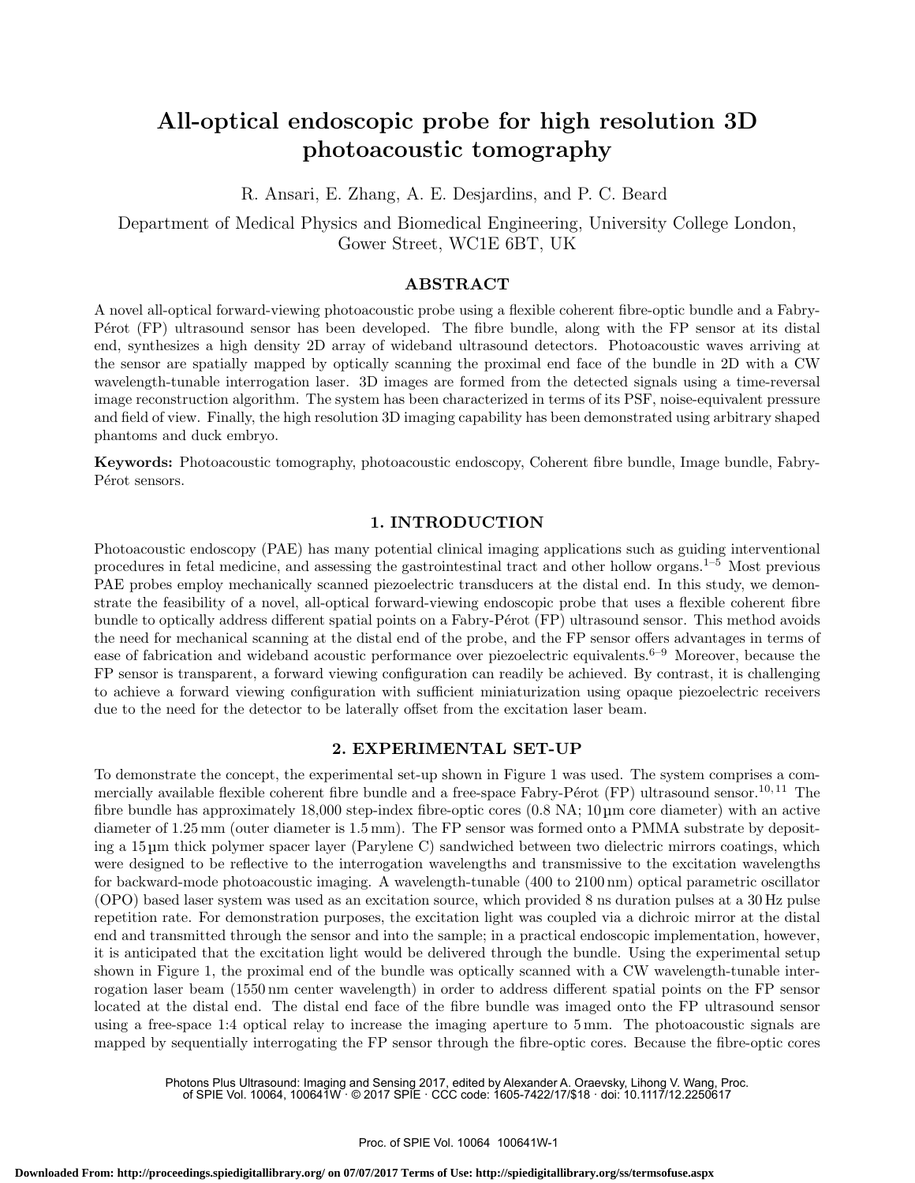# All-optical endoscopic probe for high resolution 3D photoacoustic tomography

R. Ansari, E. Zhang, A. E. Desjardins, and P. C. Beard

Department of Medical Physics and Biomedical Engineering, University College London, Gower Street, WC1E 6BT, UK

## ABSTRACT

A novel all-optical forward-viewing photoacoustic probe using a flexible coherent fibre-optic bundle and a Fabry-Pérot (FP) ultrasound sensor has been developed. The fibre bundle, along with the FP sensor at its distal end, synthesizes a high density 2D array of wideband ultrasound detectors. Photoacoustic waves arriving at the sensor are spatially mapped by optically scanning the proximal end face of the bundle in 2D with a CW wavelength-tunable interrogation laser. 3D images are formed from the detected signals using a time-reversal image reconstruction algorithm. The system has been characterized in terms of its PSF, noise-equivalent pressure and field of view. Finally, the high resolution 3D imaging capability has been demonstrated using arbitrary shaped phantoms and duck embryo.

**Keywords:** Photoacoustic tomography, photoacoustic endoscopy, Coherent fibre bundle, Image bundle, Fabry-Pérot sensors.

## 1. INTRODUCTION

Photoacoustic endoscopy (PAE) has many potential clinical imaging applications such as guiding interventional procedures in fetal medicine, and assessing the gastrointestinal tract and other hollow organs.[1–5] Most previous PAE probes employ mechanically scanned piezoelectric transducers at the distal end. In this study, we demonstrate the feasibility of a novel, all-optical forward-viewing endoscopic probe that uses a flexible coherent fibre bundle to optically address different spatial points on a Fabry-Pérot (FP) ultrasound sensor. This method avoids the need for mechanical scanning at the distal end of the probe, and the FP sensor offers advantages in terms of ease of fabrication and wideband acoustic performance over piezoelectric equivalents.[6–9] Moreover, because the FP sensor is transparent, a forward viewing configuration can readily be achieved. By contrast, it is challenging to achieve a forward viewing configuration with sufficient miniaturization using opaque piezoelectric receivers due to the need for the detector to be laterally offset from the excitation laser beam.

## 2. EXPERIMENTAL SET-UP

To demonstrate the concept, the experimental set-up shown in Figure 1 was used. The system comprises a commercially available flexible coherent fibre bundle and a free-space Fabry-Pérot (FP) ultrasound sensor.[10,11] The fibre bundle has approximately 18,000 step-index fibre-optic cores (0.8 NA; 10 µm core diameter) with an active diameter of 1.25 mm (outer diameter is 1.5 mm). The FP sensor was formed onto a PMMA substrate by depositing a 15 µm thick polymer spacer layer (Parylene C) sandwiched between two dielectric mirrors coatings, which were designed to be reflective to the interrogation wavelengths and transmissive to the excitation wavelengths for backward-mode photoacoustic imaging. A wavelength-tunable (400 to 2100 nm) optical parametric oscillator (OPO) based laser system was used as an excitation source, which provided 8 ns duration pulses at a 30 Hz pulse repetition rate. For demonstration purposes, the excitation light was coupled via a dichroic mirror at the distal end and transmitted through the sensor and into the sample; in a practical endoscopic implementation, however, it is anticipated that the excitation light would be delivered through the bundle. Using the experimental setup shown in Figure 1, the proximal end of the bundle was optically scanned with a CW wavelength-tunable interrogation laser beam (1550 nm center wavelength) in order to address different spatial points on the FP sensor located at the distal end. The distal end face of the fibre bundle was imaged onto the FP ultrasound sensor using a free-space 1:4 optical relay to increase the imaging aperture to 5 mm. The photoacoustic signals are mapped by sequentially interrogating the FP sensor through the fibre-optic cores. Because the fibre-optic cores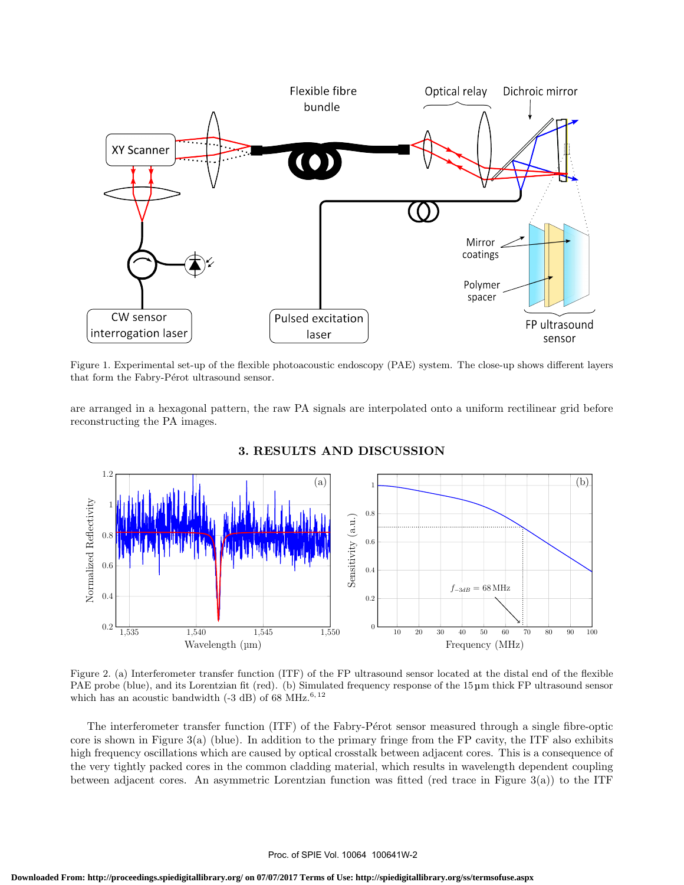Figure 1. Experimental set-up of the flexible photoacoustic endoscopy (PAE) system. The close-up shows different layers that form the Fabry-Pérot ultrasound sensor.

are arranged in a hexagonal pattern, the raw PA signals are interpolated onto a uniform rectilinear grid before reconstructing the PA images.

## 3. RESULTS AND DISCUSSION

Figure 2. (a) Interferometer transfer function (ITF) of the FP ultrasound sensor located at the distal end of the flexible PAE probe (blue), and its Lorentzian fit (red). (b) Simulated frequency response of the 15 µm thick FP ultrasound sensor which has an acoustic bandwidth (-3 dB) of 68 MHz.[6,12]

The interferometer transfer function (ITF) of the Fabry-Pérot sensor measured through a single fibre-optic core is shown in Figure 3(a) (blue). In addition to the primary fringe from the FP cavity, the ITF also exhibits high frequency oscillations which are caused by optical crosstalk between adjacent cores. This is a consequence of the very tightly packed cores in the common cladding material, which results in wavelength dependent coupling between adjacent cores. An asymmetric Lorentzian function was fitted (red trace in Figure 3(a)) to the ITF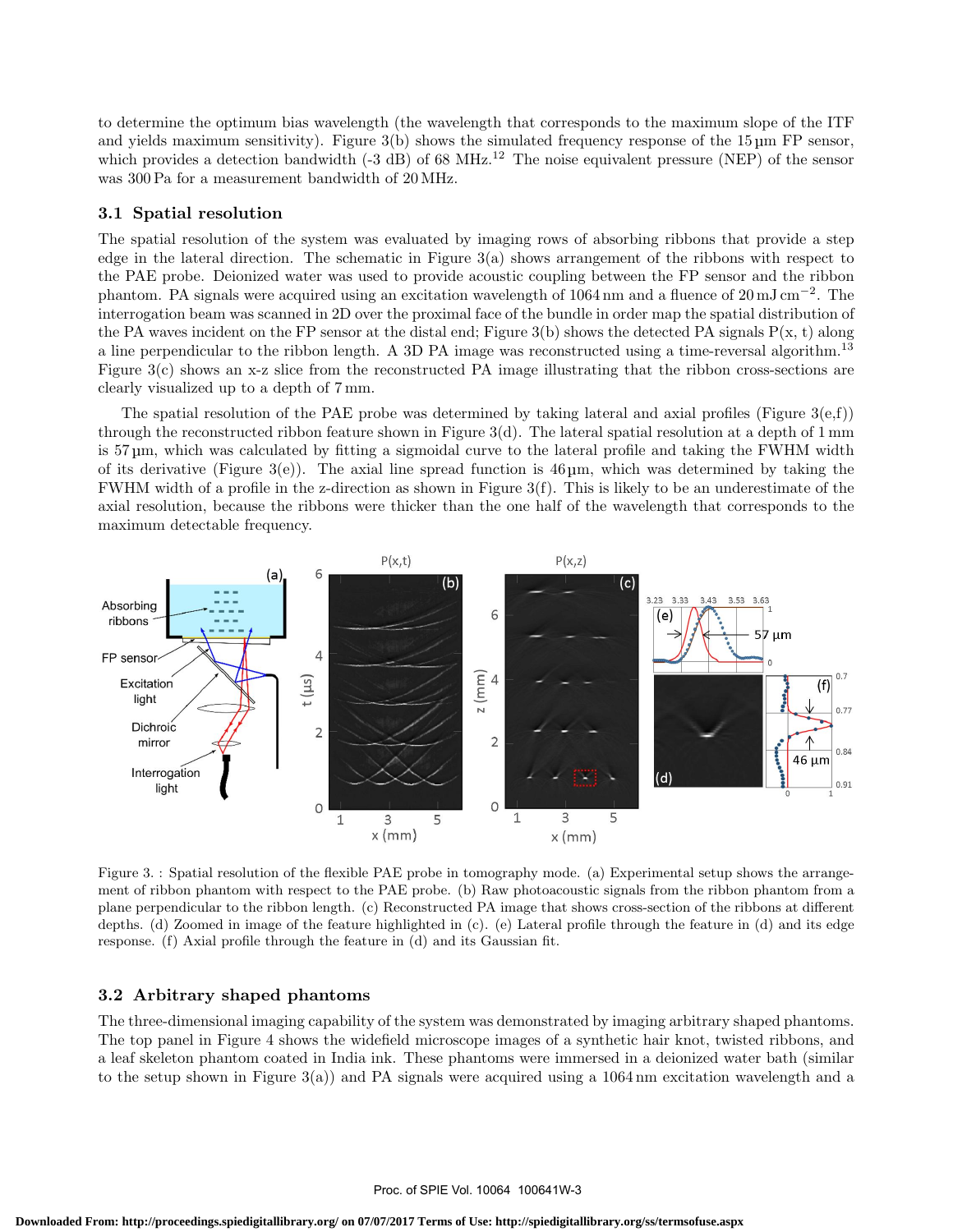to determine the optimum bias wavelength (the wavelength that corresponds to the maximum slope of the ITF and yields maximum sensitivity). Figure 3(b) shows the simulated frequency response of the 15 µm FP sensor, which provides a detection bandwidth (-3 dB) of 68 MHz.[12] The noise equivalent pressure (NEP) of the sensor was 300 Pa for a measurement bandwidth of 20 MHz.

### 3.1 Spatial resolution

The spatial resolution of the system was evaluated by imaging rows of absorbing ribbons that provide a step edge in the lateral direction. The schematic in Figure 3(a) shows arrangement of the ribbons with respect to the PAE probe. Deionized water was used to provide acoustic coupling between the FP sensor and the ribbon phantom. PA signals were acquired using an excitation wavelength of 1064 nm and a fluence of 20 mJ cm$^{-2}$. The interrogation beam was scanned in 2D over the proximal face of the bundle in order map the spatial distribution of the PA waves incident on the FP sensor at the distal end; Figure 3(b) shows the detected PA signals P(x, t) along a line perpendicular to the ribbon length. A 3D PA image was reconstructed using a time-reversal algorithm.[13] Figure 3(c) shows an x-z slice from the reconstructed PA image illustrating that the ribbon cross-sections are clearly visualized up to a depth of 7 mm.

The spatial resolution of the PAE probe was determined by taking lateral and axial profiles (Figure 3(e,f)) through the reconstructed ribbon feature shown in Figure 3(d). The lateral spatial resolution at a depth of 1 mm is 57 µm, which was calculated by fitting a sigmoidal curve to the lateral profile and taking the FWHM width of its derivative (Figure 3(e)). The axial line spread function is 46 µm, which was determined by taking the FWHM width of a profile in the z-direction as shown in Figure 3(f). This is likely to be an underestimate of the axial resolution, because the ribbons were thicker than the one half of the wavelength that corresponds to the maximum detectable frequency.

Figure 3. : Spatial resolution of the flexible PAE probe in tomography mode. (a) Experimental setup shows the arrangement of ribbon phantom with respect to the PAE probe. (b) Raw photoacoustic signals from the ribbon phantom from a plane perpendicular to the ribbon length. (c) Reconstructed PA image that shows cross-section of the ribbons at different depths. (d) Zoomed in image of the feature highlighted in (c). (e) Lateral profile through the feature in (d) and its edge response. (f) Axial profile through the feature in (d) and its Gaussian fit.

### 3.2 Arbitrary shaped phantoms

The three-dimensional imaging capability of the system was demonstrated by imaging arbitrary shaped phantoms. The top panel in Figure 4 shows the widefield microscope images of a synthetic hair knot, twisted ribbons, and a leaf skeleton phantom coated in India ink. These phantoms were immersed in a deionized water bath (similar to the setup shown in Figure 3(a)) and PA signals were acquired using a 1064 nm excitation wavelength and a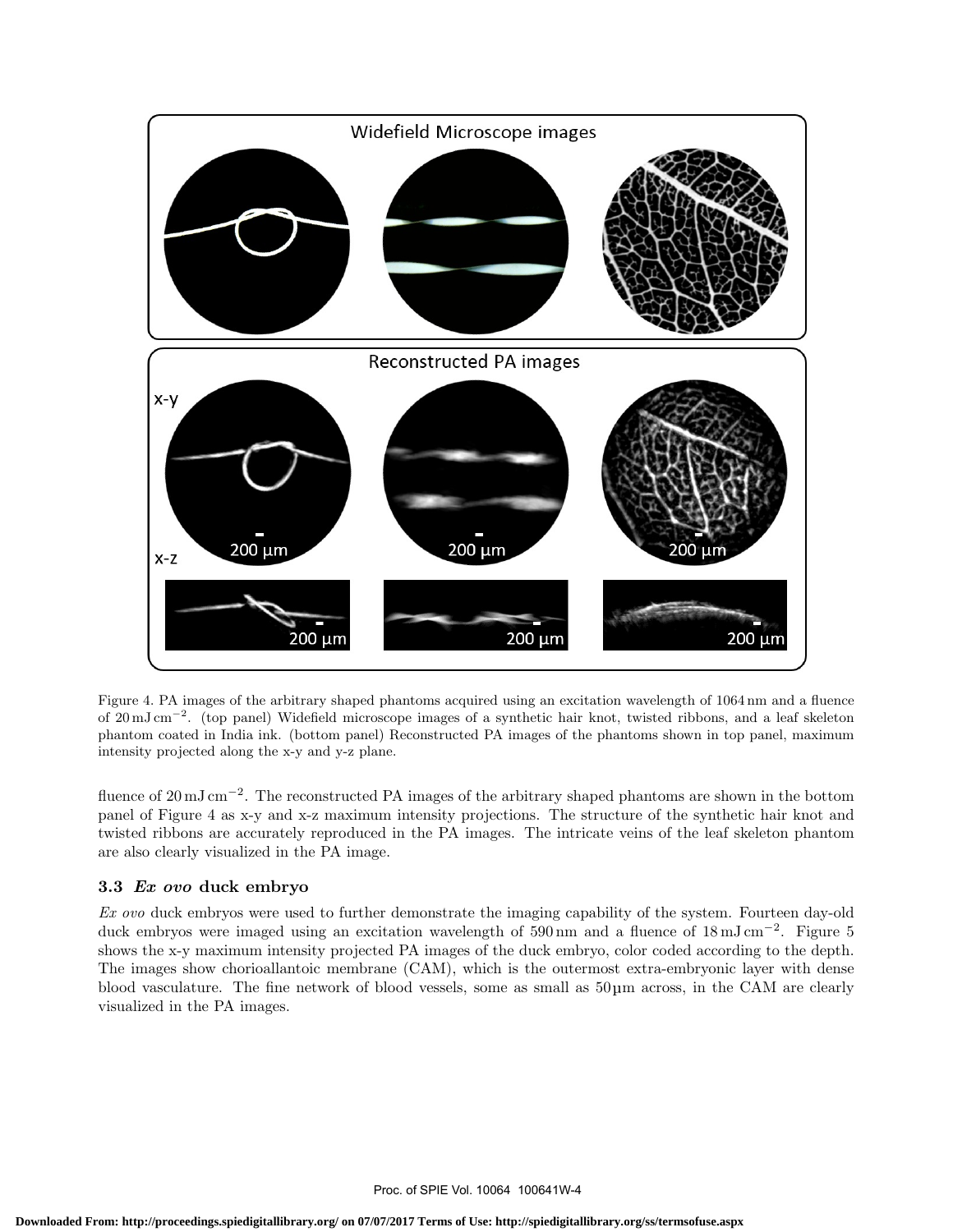Figure 4. PA images of the arbitrary shaped phantoms acquired using an excitation wavelength of 1064 nm and a fluence of 20 mJ cm$^{-2}$. (top panel) Widefield microscope images of a synthetic hair knot, twisted ribbons, and a leaf skeleton phantom coated in India ink. (bottom panel) Reconstructed PA images of the phantoms shown in top panel, maximum intensity projected along the x-y and y-z plane.

fluence of 20 mJ cm$^{-2}$. The reconstructed PA images of the arbitrary shaped phantoms are shown in the bottom panel of Figure 4 as x-y and x-z maximum intensity projections. The structure of the synthetic hair knot and twisted ribbons are accurately reproduced in the PA images. The intricate veins of the leaf skeleton phantom are also clearly visualized in the PA image.

### 3.3 *Ex ovo* duck embryo

*Ex ovo* duck embryos were used to further demonstrate the imaging capability of the system. Fourteen day-old duck embryos were imaged using an excitation wavelength of 590 nm and a fluence of 18 mJ cm$^{-2}$. Figure 5 shows the x-y maximum intensity projected PA images of the duck embryo, color coded according to the depth. The images show chorioallantoic membrane (CAM), which is the outermost extra-embryonic layer with dense blood vasculature. The fine network of blood vessels, some as small as 50 µm across, in the CAM are clearly visualized in the PA images.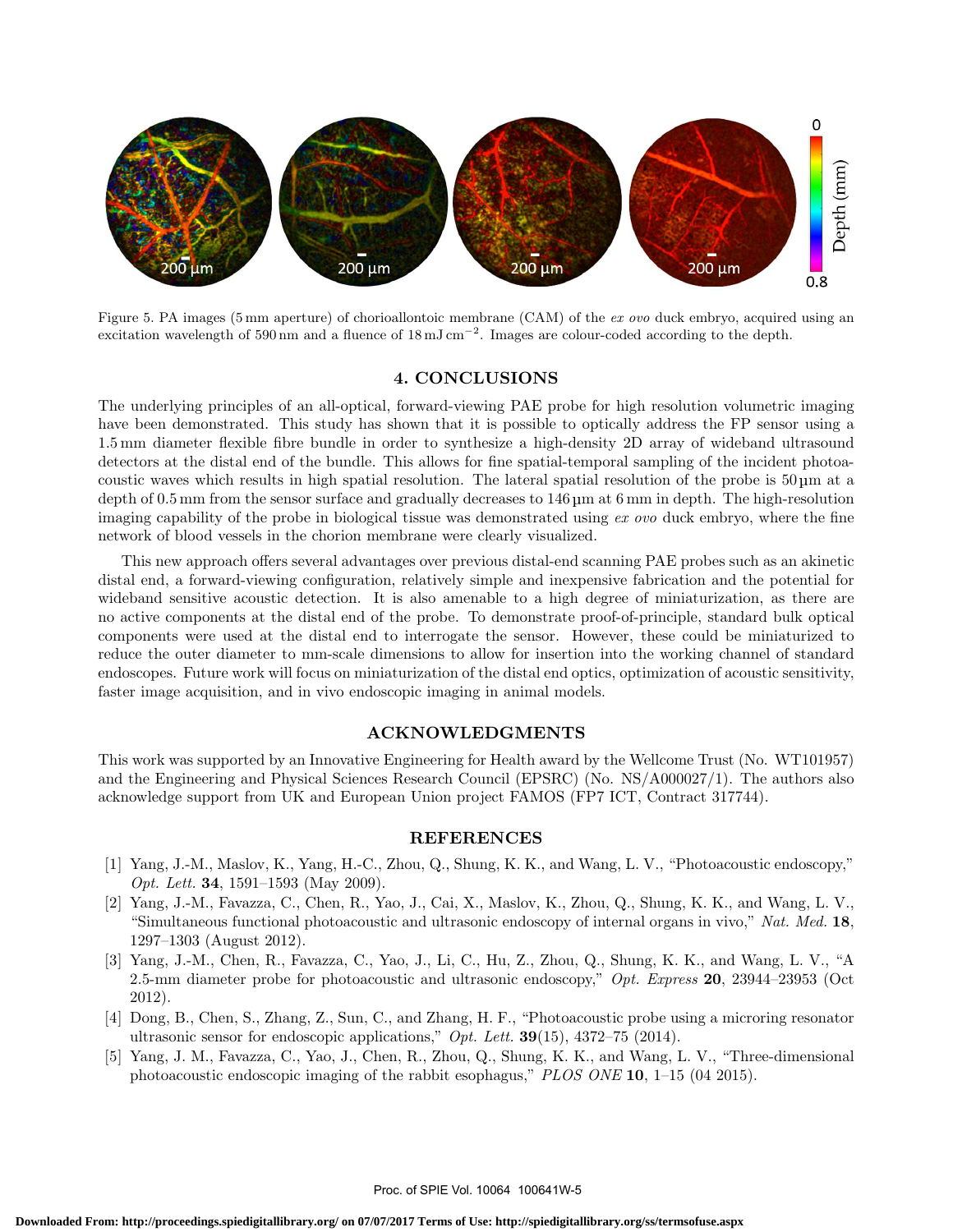Figure 5. PA images (5 mm aperture) of chorioallontoic membrane (CAM) of the *ex ovo* duck embryo, acquired using an excitation wavelength of 590 nm and a fluence of 18 mJ cm$^{-2}$. Images are colour-coded according to the depth.

## 4. CONCLUSIONS

The underlying principles of an all-optical, forward-viewing PAE probe for high resolution volumetric imaging have been demonstrated. This study has shown that it is possible to optically address the FP sensor using a 1.5 mm diameter flexible fibre bundle in order to synthesize a high-density 2D array of wideband ultrasound detectors at the distal end of the bundle. This allows for fine spatial-temporal sampling of the incident photoacoustic waves which results in high spatial resolution. The lateral spatial resolution of the probe is 50 µm at a depth of 0.5 mm from the sensor surface and gradually decreases to 146 µm at 6 mm in depth. The high-resolution imaging capability of the probe in biological tissue was demonstrated using *ex ovo* duck embryo, where the fine network of blood vessels in the chorion membrane were clearly visualized.

This new approach offers several advantages over previous distal-end scanning PAE probes such as an akinetic distal end, a forward-viewing configuration, relatively simple and inexpensive fabrication and the potential for wideband sensitive acoustic detection. It is also amenable to a high degree of miniaturization, as there are no active components at the distal end of the probe. To demonstrate proof-of-principle, standard bulk optical components were used at the distal end to interrogate the sensor. However, these could be miniaturized to reduce the outer diameter to mm-scale dimensions to allow for insertion into the working channel of standard endoscopes. Future work will focus on miniaturization of the distal end optics, optimization of acoustic sensitivity, faster image acquisition, and in vivo endoscopic imaging in animal models.

## ACKNOWLEDGMENTS

This work was supported by an Innovative Engineering for Health award by the Wellcome Trust (No. WT101957) and the Engineering and Physical Sciences Research Council (EPSRC) (No. NS/A000027/1). The authors also acknowledge support from UK and European Union project FAMOS (FP7 ICT, Contract 317744).

## REFERENCES

[1] Yang, J.-M., Maslov, K., Yang, H.-C., Zhou, Q., Shung, K. K., and Wang, L. V., "Photoacoustic endoscopy," *Opt. Lett.* **34**, 1591–1593 (May 2009).

[2] Yang, J.-M., Favazza, C., Chen, R., Yao, J., Cai, X., Maslov, K., Zhou, Q., Shung, K. K., and Wang, L. V., "Simultaneous functional photoacoustic and ultrasonic endoscopy of internal organs in vivo," *Nat. Med.* **18**, 1297–1303 (August 2012).

[3] Yang, J.-M., Chen, R., Favazza, C., Yao, J., Li, C., Hu, Z., Zhou, Q., Shung, K. K., and Wang, L. V., "A 2.5-mm diameter probe for photoacoustic and ultrasonic endoscopy," *Opt. Express* **20**, 23944–23953 (Oct 2012).

[4] Dong, B., Chen, S., Zhang, Z., Sun, C., and Zhang, H. F., "Photoacoustic probe using a microring resonator ultrasonic sensor for endoscopic applications," *Opt. Lett.* **39**(15), 4372–75 (2014).

[5] Yang, J. M., Favazza, C., Yao, J., Chen, R., Zhou, Q., Shung, K. K., and Wang, L. V., "Three-dimensional photoacoustic endoscopic imaging of the rabbit esophagus," *PLOS ONE* **10**, 1–15 (04 2015).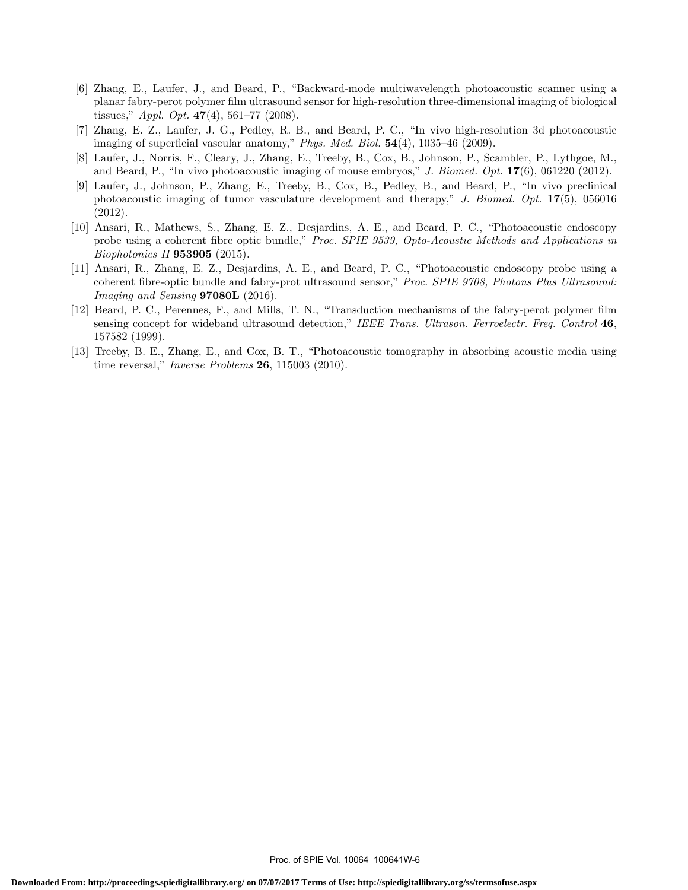[6] Zhang, E., Laufer, J., and Beard, P., "Backward-mode multiwavelength photoacoustic scanner using a planar fabry-perot polymer film ultrasound sensor for high-resolution three-dimensional imaging of biological tissues," *Appl. Opt.* **47**(4), 561–77 (2008).

[7] Zhang, E. Z., Laufer, J. G., Pedley, R. B., and Beard, P. C., "In vivo high-resolution 3d photoacoustic imaging of superficial vascular anatomy," *Phys. Med. Biol.* **54**(4), 1035–46 (2009).

[8] Laufer, J., Norris, F., Cleary, J., Zhang, E., Treeby, B., Cox, B., Johnson, P., Scambler, P., Lythgoe, M., and Beard, P., "In vivo photoacoustic imaging of mouse embryos," *J. Biomed. Opt.* **17**(6), 061220 (2012).

[9] Laufer, J., Johnson, P., Zhang, E., Treeby, B., Cox, B., Pedley, B., and Beard, P., "In vivo preclinical photoacoustic imaging of tumor vasculature development and therapy," *J. Biomed. Opt.* **17**(5), 056016 (2012).

[10] Ansari, R., Mathews, S., Zhang, E. Z., Desjardins, A. E., and Beard, P. C., "Photoacoustic endoscopy probe using a coherent fibre optic bundle," *Proc. SPIE 9539, Opto-Acoustic Methods and Applications in Biophotonics II* **953905** (2015).

[11] Ansari, R., Zhang, E. Z., Desjardins, A. E., and Beard, P. C., "Photoacoustic endoscopy probe using a coherent fibre-optic bundle and fabry-prot ultrasound sensor," *Proc. SPIE 9708, Photons Plus Ultrasound: Imaging and Sensing* **97080L** (2016).

[12] Beard, P. C., Perennes, F., and Mills, T. N., "Transduction mechanisms of the fabry-perot polymer film sensing concept for wideband ultrasound detection," *IEEE Trans. Ultrason. Ferroelectr. Freq. Control* **46**, 157582 (1999).

[13] Treeby, B. E., Zhang, E., and Cox, B. T., "Photoacoustic tomography in absorbing acoustic media using time reversal," *Inverse Problems* **26**, 115003 (2010).